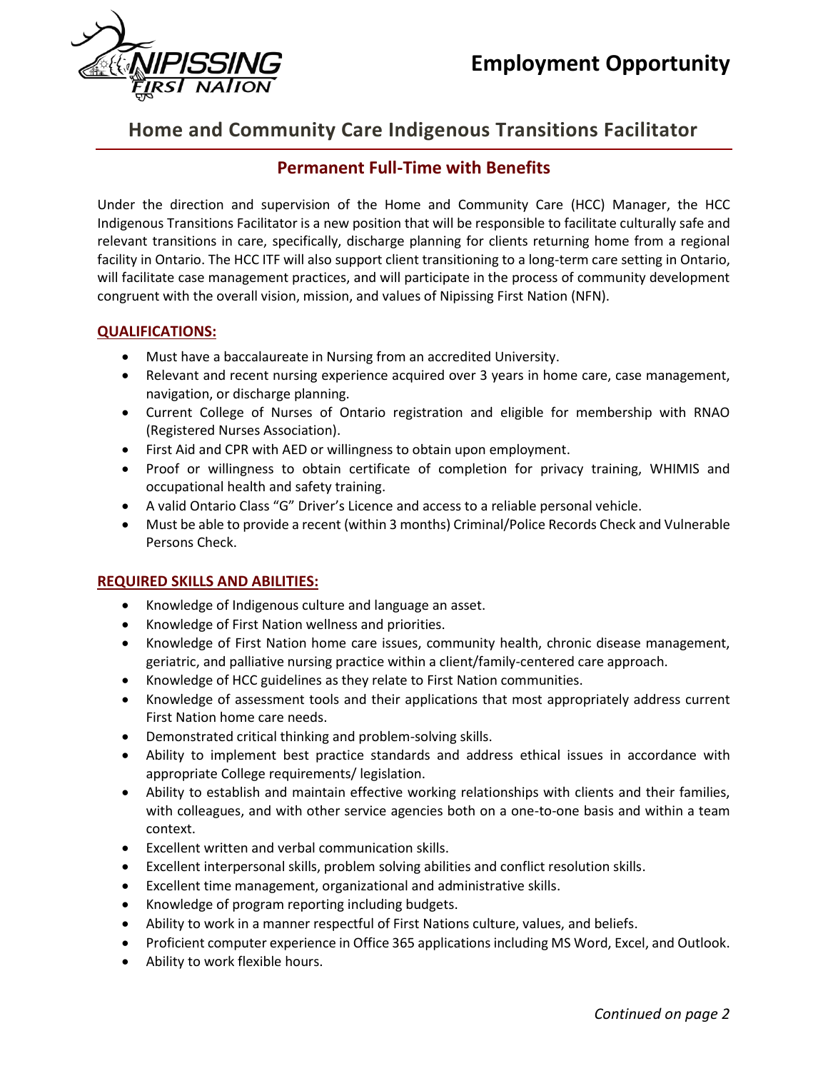NIPISSING FIRST NATION

# Employment Opportunity

## Home and Community Care Indigenous Transitions Facilitator

### Permanent Full-Time with Benefits

Under the direction and supervision of the Home and Community Care (HCC) Manager, the HCC Indigenous Transitions Facilitator is a new position that will be responsible to facilitate culturally safe and relevant transitions in care, specifically, discharge planning for clients returning home from a regional facility in Ontario. The HCC ITF will also support client transitioning to a long-term care setting in Ontario, will facilitate case management practices, and will participate in the process of community development congruent with the overall vision, mission, and values of Nipissing First Nation (NFN).

**QUALIFICATIONS:**

- Must have a baccalaureate in Nursing from an accredited University.
- Relevant and recent nursing experience acquired over 3 years in home care, case management, navigation, or discharge planning.
- Current College of Nurses of Ontario registration and eligible for membership with RNAO (Registered Nurses Association).
- First Aid and CPR with AED or willingness to obtain upon employment.
- Proof or willingness to obtain certificate of completion for privacy training, WHIMIS and occupational health and safety training.
- A valid Ontario Class "G" Driver's Licence and access to a reliable personal vehicle.
- Must be able to provide a recent (within 3 months) Criminal/Police Records Check and Vulnerable Persons Check.

**REQUIRED SKILLS AND ABILITIES:**

- Knowledge of Indigenous culture and language an asset.
- Knowledge of First Nation wellness and priorities.
- Knowledge of First Nation home care issues, community health, chronic disease management, geriatric, and palliative nursing practice within a client/family-centered care approach.
- Knowledge of HCC guidelines as they relate to First Nation communities.
- Knowledge of assessment tools and their applications that most appropriately address current First Nation home care needs.
- Demonstrated critical thinking and problem-solving skills.
- Ability to implement best practice standards and address ethical issues in accordance with appropriate College requirements/ legislation.
- Ability to establish and maintain effective working relationships with clients and their families, with colleagues, and with other service agencies both on a one-to-one basis and within a team context.
- Excellent written and verbal communication skills.
- Excellent interpersonal skills, problem solving abilities and conflict resolution skills.
- Excellent time management, organizational and administrative skills.
- Knowledge of program reporting including budgets.
- Ability to work in a manner respectful of First Nations culture, values, and beliefs.
- Proficient computer experience in Office 365 applications including MS Word, Excel, and Outlook.
- Ability to work flexible hours.

*Continued on page 2*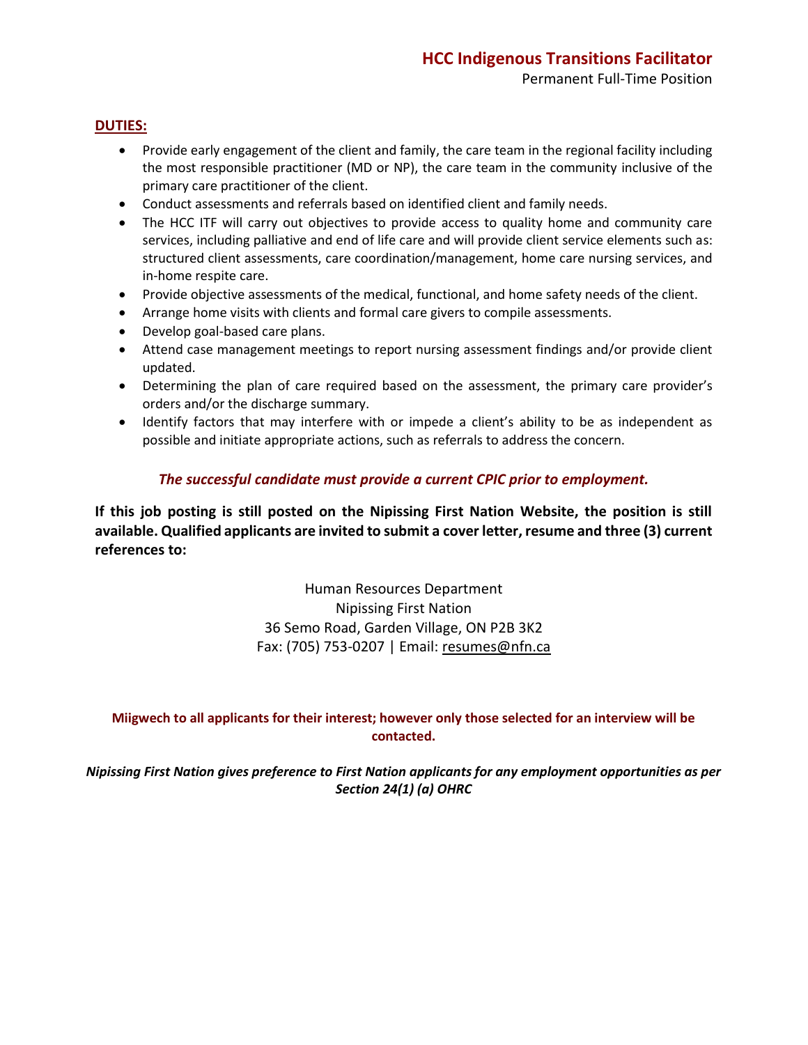# HCC Indigenous Transitions Facilitator

Permanent Full-Time Position

**DUTIES:**

- Provide early engagement of the client and family, the care team in the regional facility including the most responsible practitioner (MD or NP), the care team in the community inclusive of the primary care practitioner of the client.
- Conduct assessments and referrals based on identified client and family needs.
- The HCC ITF will carry out objectives to provide access to quality home and community care services, including palliative and end of life care and will provide client service elements such as: structured client assessments, care coordination/management, home care nursing services, and in-home respite care.
- Provide objective assessments of the medical, functional, and home safety needs of the client.
- Arrange home visits with clients and formal care givers to compile assessments.
- Develop goal-based care plans.
- Attend case management meetings to report nursing assessment findings and/or provide client updated.
- Determining the plan of care required based on the assessment, the primary care provider's orders and/or the discharge summary.
- Identify factors that may interfere with or impede a client's ability to be as independent as possible and initiate appropriate actions, such as referrals to address the concern.

***The successful candidate must provide a current CPIC prior to employment.***

**If this job posting is still posted on the Nipissing First Nation Website, the position is still available. Qualified applicants are invited to submit a cover letter, resume and three (3) current references to:**

Human Resources Department
Nipissing First Nation
36 Semo Road, Garden Village, ON P2B 3K2
Fax: (705) 753-0207 | Email: resumes@nfn.ca

**Miigwech to all applicants for their interest; however only those selected for an interview will be contacted.**

***Nipissing First Nation gives preference to First Nation applicants for any employment opportunities as per Section 24(1) (a) OHRC***